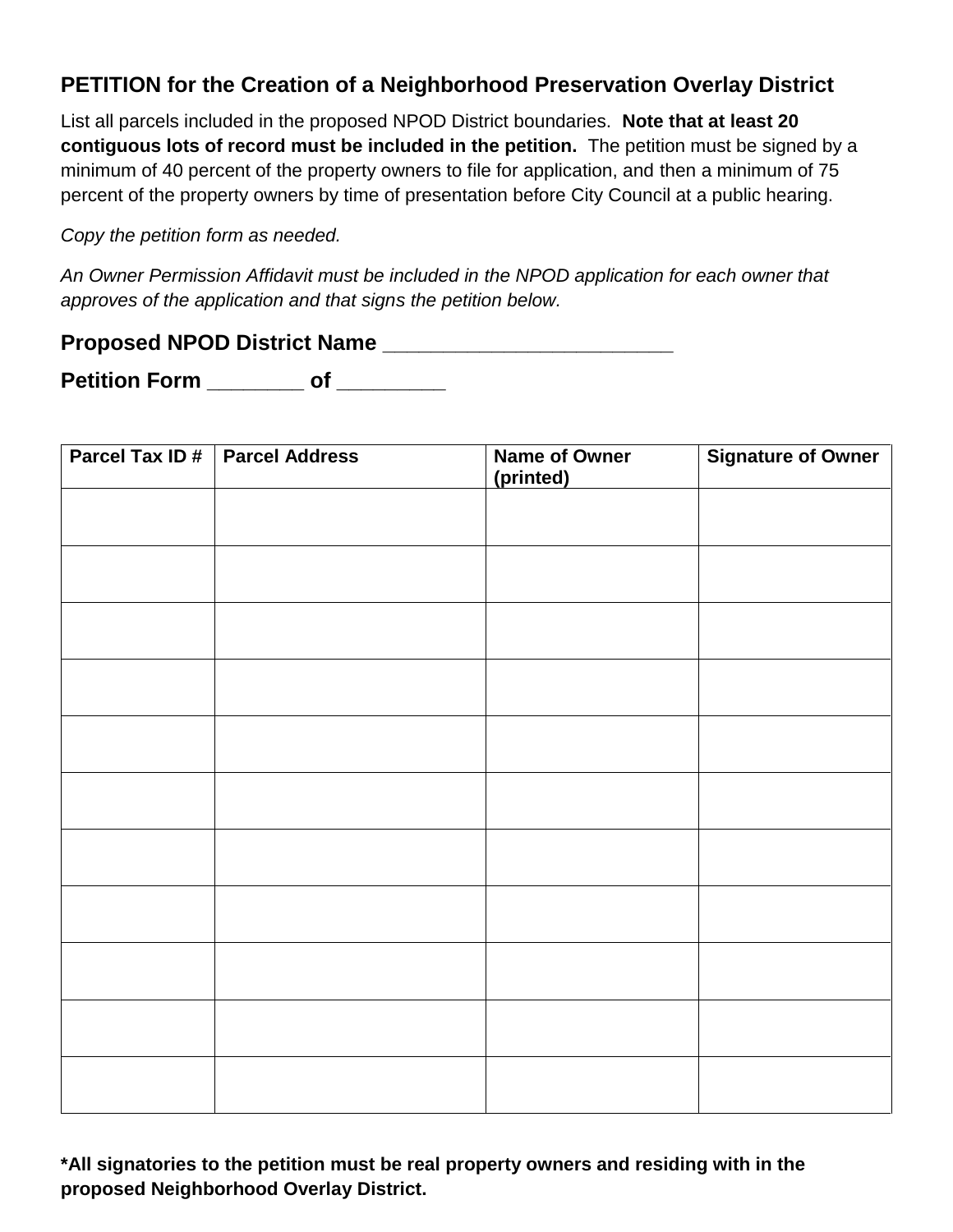## PETITION for the Creation of a Neighborhood Preservation Overlay District

List all parcels included in the proposed NPOD District boundaries. **Note that at least 20 contiguous lots of record must be included in the petition.** The petition must be signed by a minimum of 40 percent of the property owners to file for application, and then a minimum of 75 percent of the property owners by time of presentation before City Council at a public hearing.

*Copy the petition form as needed.*

*An Owner Permission Affidavit must be included in the NPOD application for each owner that approves of the application and that signs the petition below.*

### Proposed NPOD District Name _________________________

### Petition Form ________ of _________

| Parcel Tax ID # | Parcel Address | Name of Owner (printed) | Signature of Owner |
|---|---|---|---|
| | | | |
| | | | |
| | | | |
| | | | |
| | | | |
| | | | |
| | | | |
| | | | |
| | | | |
| | | | |
| | | | |

**\*All signatories to the petition must be real property owners and residing with in the proposed Neighborhood Overlay District.**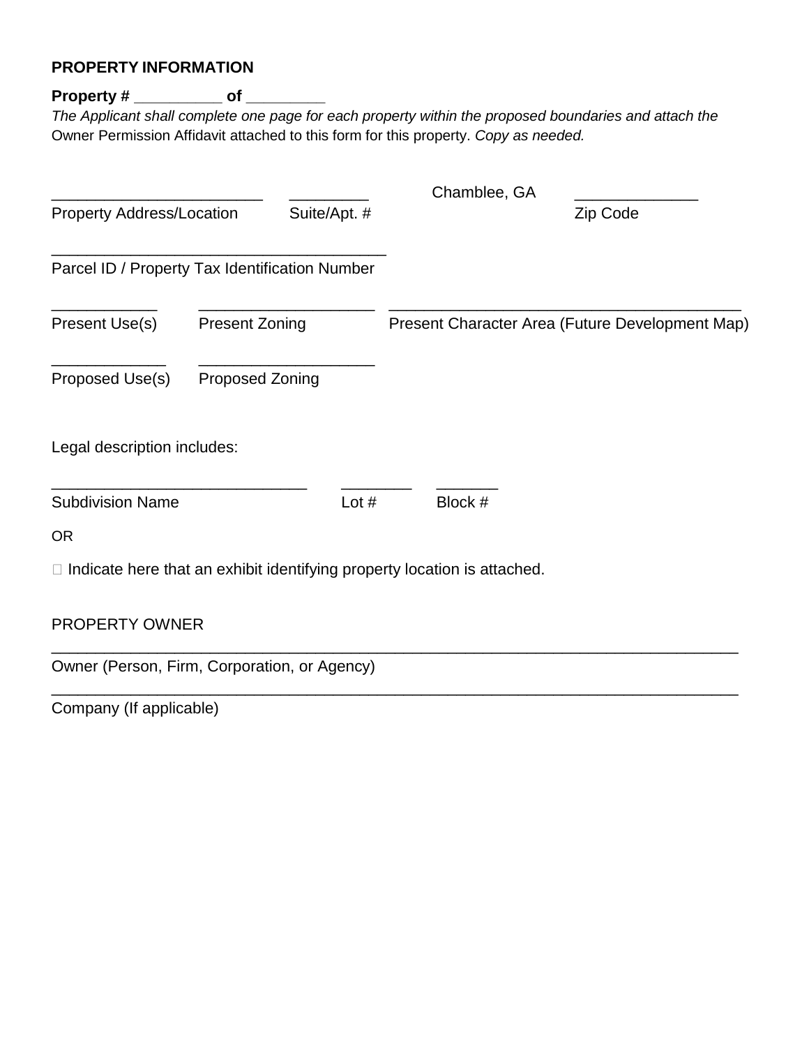**PROPERTY INFORMATION**

**Property # __________ of _________**

*The Applicant shall complete one page for each property within the proposed boundaries and attach the* Owner Permission Affidavit attached to this form for this property. *Copy as needed.*

________________________ _________ Chamblee, GA ______________

Property Address/Location Suite/Apt. # Zip Code

______________________________________

Parcel ID / Property Tax Identification Number

____________ ____________________ ________________________________________

Present Use(s) Present Zoning Present Character Area (Future Development Map)

_____________ ____________________

Proposed Use(s) Proposed Zoning

Legal description includes:

_____________________________ ________ _______

Subdivision Name Lot # Block #

OR

☐ Indicate here that an exhibit identifying property location is attached.

PROPERTY OWNER

______________________________________________________________________________

Owner (Person, Firm, Corporation, or Agency)

______________________________________________________________________________

Company (If applicable)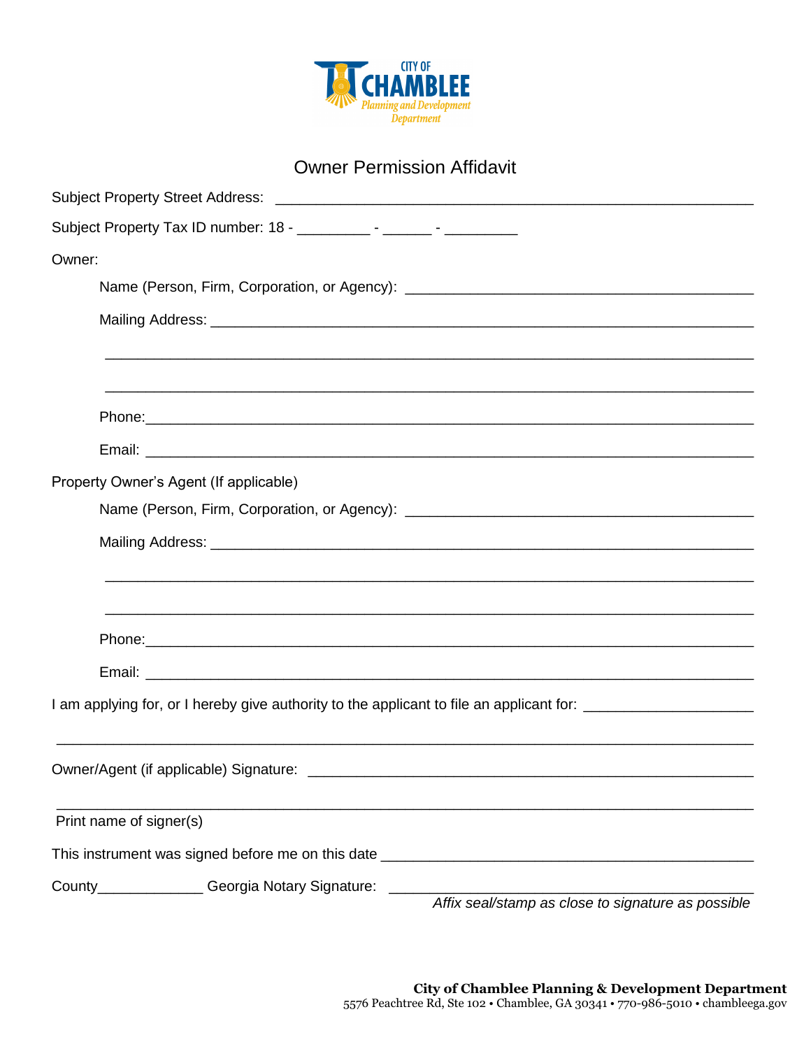CITY OF **CHAMBLEE**
*Planning and Development Department*

# Owner Permission Affidavit

Subject Property Street Address: ____________________________________________________________

Subject Property Tax ID number: 18 - _________ - ______ - _________

Owner:

Name (Person, Firm, Corporation, or Agency): ____________________________________________

Mailing Address: ____________________________________________________________________

_______________________________________________________________________________

_______________________________________________________________________________

Phone:__________________________________________________________________________

Email: __________________________________________________________________________

Property Owner's Agent (If applicable)

Name (Person, Firm, Corporation, or Agency): ____________________________________________

Mailing Address: ____________________________________________________________________

_______________________________________________________________________________

_______________________________________________________________________________

Phone:__________________________________________________________________________

Email: __________________________________________________________________________

I am applying for, or I hereby give authority to the applicant to file an applicant for: ____________________

_______________________________________________________________________________

Owner/Agent (if applicable) Signature: ____________________________________________________

_______________________________________________________________________________

Print name of signer(s)

This instrument was signed before me on this date ____________________________________________

County_____________ Georgia Notary Signature: ______________________________________________

*Affix seal/stamp as close to signature as possible*

**City of Chamblee Planning & Development Department**
5576 Peachtree Rd, Ste 102 • Chamblee, GA 30341 • 770-986-5010 • chambleega.gov